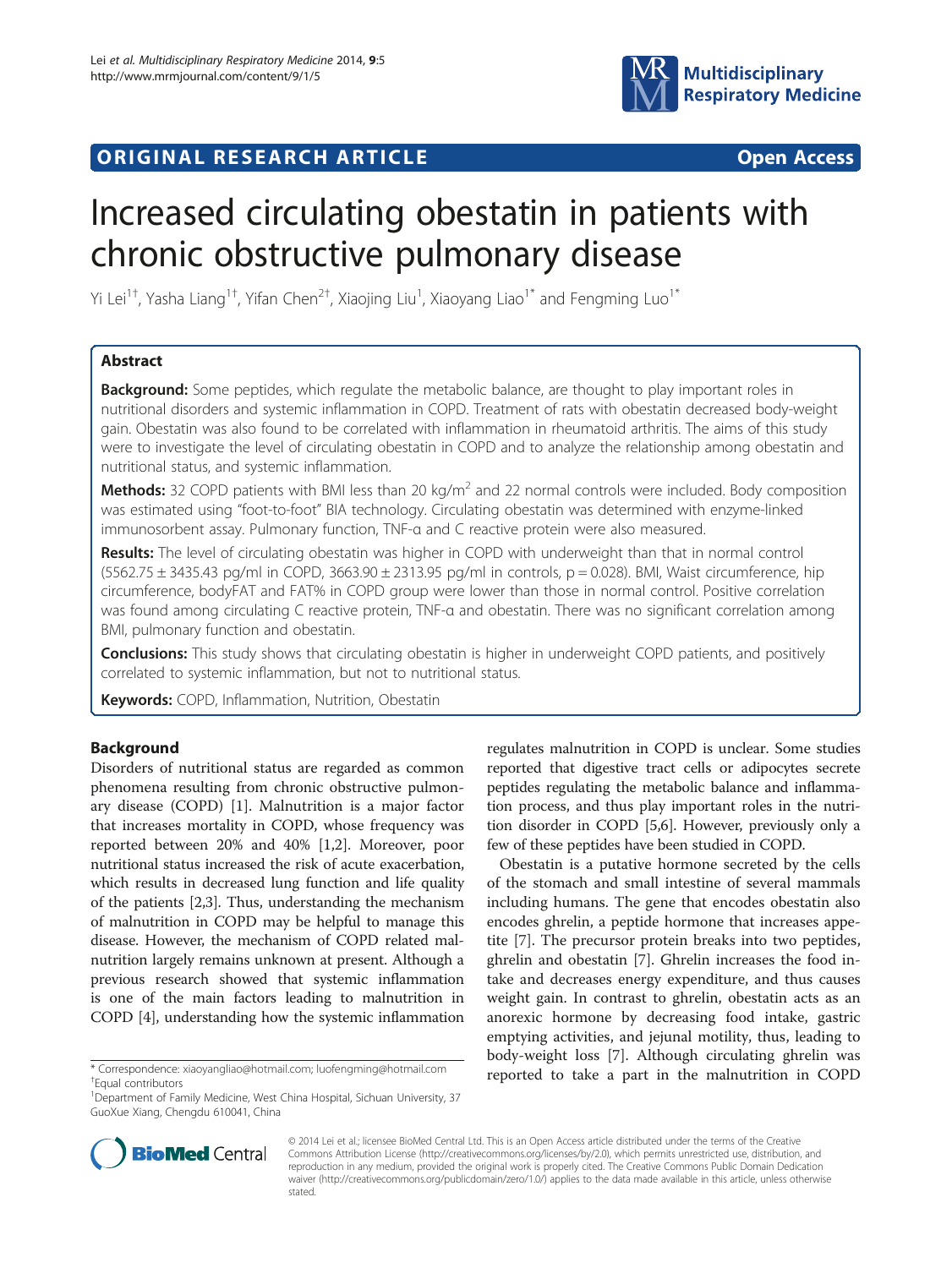**ORIGINAL RESEARCH ARTICLE** **Open Access**

# Increased circulating obestatin in patients with chronic obstructive pulmonary disease

Yi Lei[1†], Yasha Liang[1†], Yifan Chen[2†], Xiaojing Liu[1], Xiaoyang Liao[1*] and Fengming Luo[1*]

## Abstract

**Background:** Some peptides, which regulate the metabolic balance, are thought to play important roles in nutritional disorders and systemic inflammation in COPD. Treatment of rats with obestatin decreased body-weight gain. Obestatin was also found to be correlated with inflammation in rheumatoid arthritis. The aims of this study were to investigate the level of circulating obestatin in COPD and to analyze the relationship among obestatin and nutritional status, and systemic inflammation.

**Methods:** 32 COPD patients with BMI less than 20 kg/m$^2$ and 22 normal controls were included. Body composition was estimated using "foot-to-foot" BIA technology. Circulating obestatin was determined with enzyme-linked immunosorbent assay. Pulmonary function, TNF-α and C reactive protein were also measured.

**Results:** The level of circulating obestatin was higher in COPD with underweight than that in normal control (5562.75 ± 3435.43 pg/ml in COPD, 3663.90 ± 2313.95 pg/ml in controls, p = 0.028). BMI, Waist circumference, hip circumference, bodyFAT and FAT% in COPD group were lower than those in normal control. Positive correlation was found among circulating C reactive protein, TNF-α and obestatin. There was no significant correlation among BMI, pulmonary function and obestatin.

**Conclusions:** This study shows that circulating obestatin is higher in underweight COPD patients, and positively correlated to systemic inflammation, but not to nutritional status.

**Keywords:** COPD, Inflammation, Nutrition, Obestatin

## Background

Disorders of nutritional status are regarded as common phenomena resulting from chronic obstructive pulmonary disease (COPD) [1]. Malnutrition is a major factor that increases mortality in COPD, whose frequency was reported between 20% and 40% [1,2]. Moreover, poor nutritional status increased the risk of acute exacerbation, which results in decreased lung function and life quality of the patients [2,3]. Thus, understanding the mechanism of malnutrition in COPD may be helpful to manage this disease. However, the mechanism of COPD related malnutrition largely remains unknown at present. Although a previous research showed that systemic inflammation is one of the main factors leading to malnutrition in COPD [4], understanding how the systemic inflammation regulates malnutrition in COPD is unclear. Some studies reported that digestive tract cells or adipocytes secrete peptides regulating the metabolic balance and inflammation process, and thus play important roles in the nutrition disorder in COPD [5,6]. However, previously only a few of these peptides have been studied in COPD.

Obestatin is a putative hormone secreted by the cells of the stomach and small intestine of several mammals including humans. The gene that encodes obestatin also encodes ghrelin, a peptide hormone that increases appetite [7]. The precursor protein breaks into two peptides, ghrelin and obestatin [7]. Ghrelin increases the food intake and decreases energy expenditure, and thus causes weight gain. In contrast to ghrelin, obestatin acts as an anorexic hormone by decreasing food intake, gastric emptying activities, and jejunal motility, thus, leading to body-weight loss [7]. Although circulating ghrelin was reported to take a part in the malnutrition in COPD

\* Correspondence: xiaoyangliao@hotmail.com; luofengming@hotmail.com
†Equal contributors
[1]Department of Family Medicine, West China Hospital, Sichuan University, 37 GuoXue Xiang, Chengdu 610041, China

© 2014 Lei et al.; licensee BioMed Central Ltd. This is an Open Access article distributed under the terms of the Creative Commons Attribution License (http://creativecommons.org/licenses/by/2.0), which permits unrestricted use, distribution, and reproduction in any medium, provided the original work is properly cited. The Creative Commons Public Domain Dedication waiver (http://creativecommons.org/publicdomain/zero/1.0/) applies to the data made available in this article, unless otherwise stated.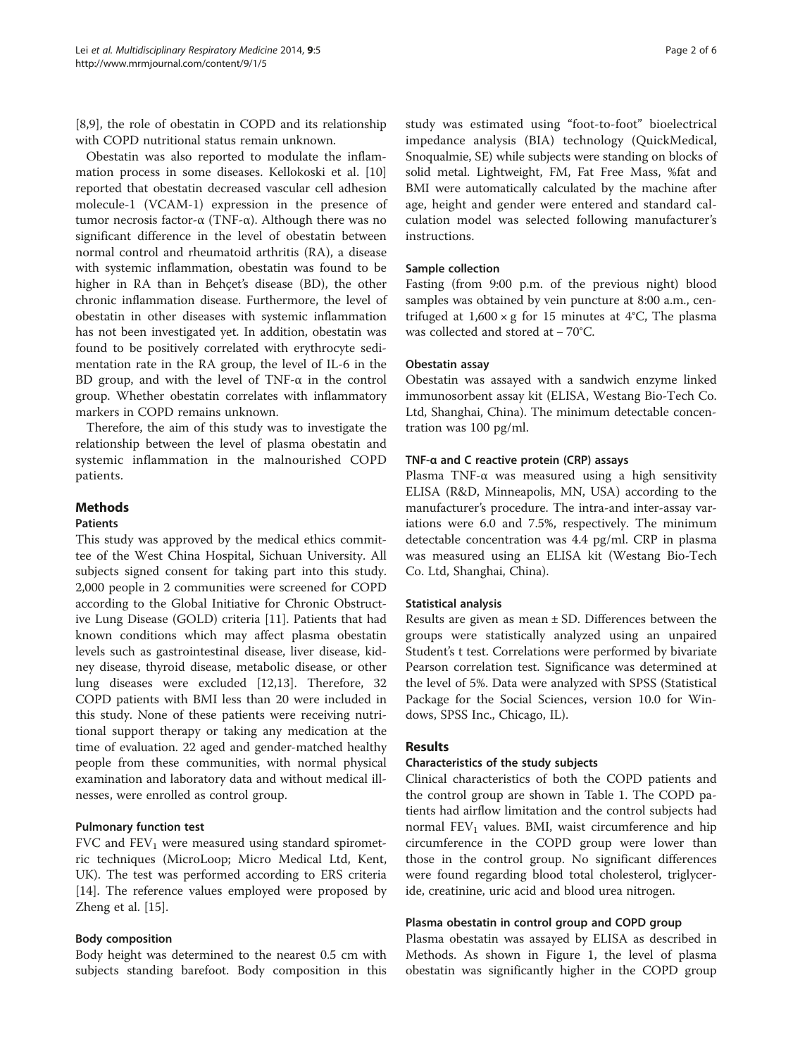[8,9], the role of obestatin in COPD and its relationship with COPD nutritional status remain unknown.

Obestatin was also reported to modulate the inflammation process in some diseases. Kellokoski et al. [10] reported that obestatin decreased vascular cell adhesion molecule-1 (VCAM-1) expression in the presence of tumor necrosis factor-α (TNF-α). Although there was no significant difference in the level of obestatin between normal control and rheumatoid arthritis (RA), a disease with systemic inflammation, obestatin was found to be higher in RA than in Behçet's disease (BD), the other chronic inflammation disease. Furthermore, the level of obestatin in other diseases with systemic inflammation has not been investigated yet. In addition, obestatin was found to be positively correlated with erythrocyte sedimentation rate in the RA group, the level of IL-6 in the BD group, and with the level of TNF-α in the control group. Whether obestatin correlates with inflammatory markers in COPD remains unknown.

Therefore, the aim of this study was to investigate the relationship between the level of plasma obestatin and systemic inflammation in the malnourished COPD patients.

## Methods

### Patients

This study was approved by the medical ethics committee of the West China Hospital, Sichuan University. All subjects signed consent for taking part into this study. 2,000 people in 2 communities were screened for COPD according to the Global Initiative for Chronic Obstructive Lung Disease (GOLD) criteria [11]. Patients that had known conditions which may affect plasma obestatin levels such as gastrointestinal disease, liver disease, kidney disease, thyroid disease, metabolic disease, or other lung diseases were excluded [12,13]. Therefore, 32 COPD patients with BMI less than 20 were included in this study. None of these patients were receiving nutritional support therapy or taking any medication at the time of evaluation. 22 aged and gender-matched healthy people from these communities, with normal physical examination and laboratory data and without medical illnesses, were enrolled as control group.

### Pulmonary function test

FVC and $FEV_1$ were measured using standard spirometric techniques (MicroLoop; Micro Medical Ltd, Kent, UK). The test was performed according to ERS criteria [14]. The reference values employed were proposed by Zheng et al. [15].

### Body composition

Body height was determined to the nearest 0.5 cm with subjects standing barefoot. Body composition in this study was estimated using "foot-to-foot" bioelectrical impedance analysis (BIA) technology (QuickMedical, Snoqualmie, SE) while subjects were standing on blocks of solid metal. Lightweight, FM, Fat Free Mass, %fat and BMI were automatically calculated by the machine after age, height and gender were entered and standard calculation model was selected following manufacturer's instructions.

### Sample collection

Fasting (from 9:00 p.m. of the previous night) blood samples was obtained by vein puncture at 8:00 a.m., centrifuged at $1,600 \times g$ for 15 minutes at 4°C, The plasma was collected and stored at – 70°C.

### Obestatin assay

Obestatin was assayed with a sandwich enzyme linked immunosorbent assay kit (ELISA, Westang Bio-Tech Co. Ltd, Shanghai, China). The minimum detectable concentration was 100 pg/ml.

### TNF-α and C reactive protein (CRP) assays

Plasma TNF-α was measured using a high sensitivity ELISA (R&D, Minneapolis, MN, USA) according to the manufacturer's procedure. The intra-and inter-assay variations were 6.0 and 7.5%, respectively. The minimum detectable concentration was 4.4 pg/ml. CRP in plasma was measured using an ELISA kit (Westang Bio-Tech Co. Ltd, Shanghai, China).

### Statistical analysis

Results are given as mean ± SD. Differences between the groups were statistically analyzed using an unpaired Student's t test. Correlations were performed by bivariate Pearson correlation test. Significance was determined at the level of 5%. Data were analyzed with SPSS (Statistical Package for the Social Sciences, version 10.0 for Windows, SPSS Inc., Chicago, IL).

## Results

### Characteristics of the study subjects

Clinical characteristics of both the COPD patients and the control group are shown in Table 1. The COPD patients had airflow limitation and the control subjects had normal $FEV_1$ values. BMI, waist circumference and hip circumference in the COPD group were lower than those in the control group. No significant differences were found regarding blood total cholesterol, triglyceride, creatinine, uric acid and blood urea nitrogen.

### Plasma obestatin in control group and COPD group

Plasma obestatin was assayed by ELISA as described in Methods. As shown in Figure 1, the level of plasma obestatin was significantly higher in the COPD group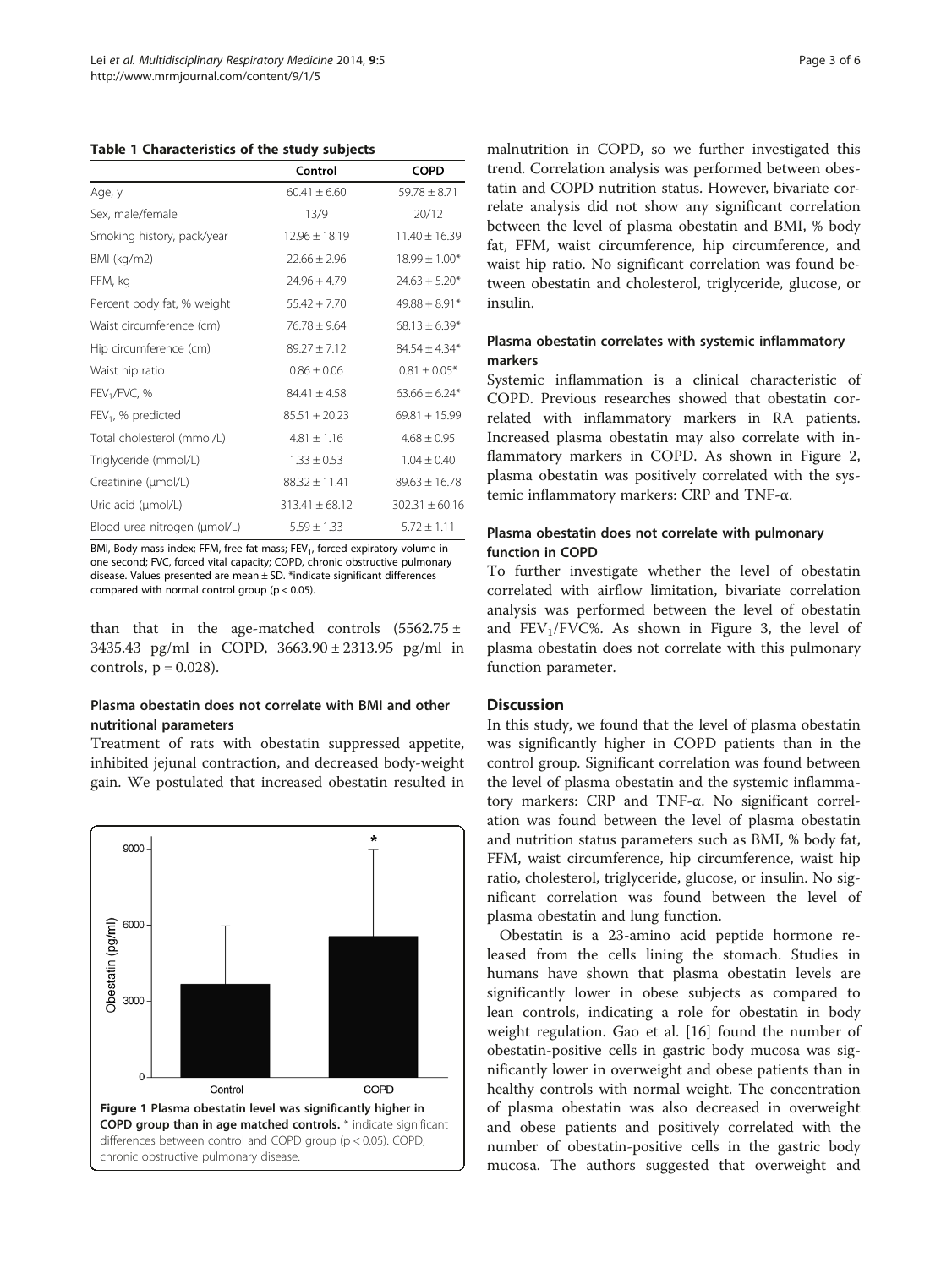**Table 1 Characteristics of the study subjects**

| | Control | COPD |
|---|---|---|
| Age, y | 60.41 ± 6.60 | 59.78 ± 8.71 |
| Sex, male/female | 13/9 | 20/12 |
| Smoking history, pack/year | 12.96 ± 18.19 | 11.40 ± 16.39 |
| BMI (kg/m2) | 22.66 ± 2.96 | 18.99 ± 1.00* |
| FFM, kg | 24.96 + 4.79 | 24.63 + 5.20* |
| Percent body fat, % weight | 55.42 + 7.70 | 49.88 + 8.91* |
| Waist circumference (cm) | 76.78 ± 9.64 | 68.13 ± 6.39* |
| Hip circumference (cm) | 89.27 ± 7.12 | 84.54 ± 4.34* |
| Waist hip ratio | 0.86 ± 0.06 | 0.81 ± 0.05* |
| $FEV_1$/FVC, % | 84.41 ± 4.58 | 63.66 ± 6.24* |
| $FEV_1$, % predicted | 85.51 + 20.23 | 69.81 + 15.99 |
| Total cholesterol (mmol/L) | 4.81 ± 1.16 | 4.68 ± 0.95 |
| Triglyceride (mmol/L) | 1.33 ± 0.53 | 1.04 ± 0.40 |
| Creatinine (μmol/L) | 88.32 ± 11.41 | 89.63 ± 16.78 |
| Uric acid (μmol/L) | 313.41 ± 68.12 | 302.31 ± 60.16 |
| Blood urea nitrogen (μmol/L) | 5.59 ± 1.33 | 5.72 ± 1.11 |

BMI, Body mass index; FFM, free fat mass; $FEV_1$, forced expiratory volume in one second; FVC, forced vital capacity; COPD, chronic obstructive pulmonary disease. Values presented are mean ± SD. *indicate significant differences compared with normal control group ($p < 0.05$).

than that in the age-matched controls (5562.75 ± 3435.43 pg/ml in COPD, 3663.90 ± 2313.95 pg/ml in controls, $p = 0.028$).

### Plasma obestatin does not correlate with BMI and other nutritional parameters

Treatment of rats with obestatin suppressed appetite, inhibited jejunal contraction, and decreased body-weight gain. We postulated that increased obestatin resulted in malnutrition in COPD, so we further investigated this trend. Correlation analysis was performed between obestatin and COPD nutrition status. However, bivariate correlate analysis did not show any significant correlation between the level of plasma obestatin and BMI, % body fat, FFM, waist circumference, hip circumference, and waist hip ratio. No significant correlation was found between obestatin and cholesterol, triglyceride, glucose, or insulin.

**Figure 1 Plasma obestatin level was significantly higher in COPD group than in age matched controls.** * indicate significant differences between control and COPD group ($p < 0.05$). COPD, chronic obstructive pulmonary disease.

### Plasma obestatin correlates with systemic inflammatory markers

Systemic inflammation is a clinical characteristic of COPD. Previous researches showed that obestatin correlated with inflammatory markers in RA patients. Increased plasma obestatin may also correlate with inflammatory markers in COPD. As shown in Figure 2, plasma obestatin was positively correlated with the systemic inflammatory markers: CRP and TNF-α.

### Plasma obestatin does not correlate with pulmonary function in COPD

To further investigate whether the level of obestatin correlated with airflow limitation, bivariate correlation analysis was performed between the level of obestatin and $FEV_1$/FVC%. As shown in Figure 3, the level of plasma obestatin does not correlate with this pulmonary function parameter.

## Discussion

In this study, we found that the level of plasma obestatin was significantly higher in COPD patients than in the control group. Significant correlation was found between the level of plasma obestatin and the systemic inflammatory markers: CRP and TNF-α. No significant correlation was found between the level of plasma obestatin and nutrition status parameters such as BMI, % body fat, FFM, waist circumference, hip circumference, waist hip ratio, cholesterol, triglyceride, glucose, or insulin. No significant correlation was found between the level of plasma obestatin and lung function.

Obestatin is a 23-amino acid peptide hormone released from the cells lining the stomach. Studies in humans have shown that plasma obestatin levels are significantly lower in obese subjects as compared to lean controls, indicating a role for obestatin in body weight regulation. Gao et al. [16] found the number of obestatin-positive cells in gastric body mucosa was significantly lower in overweight and obese patients than in healthy controls with normal weight. The concentration of plasma obestatin was also decreased in overweight and obese patients and positively correlated with the number of obestatin-positive cells in the gastric body mucosa. The authors suggested that overweight and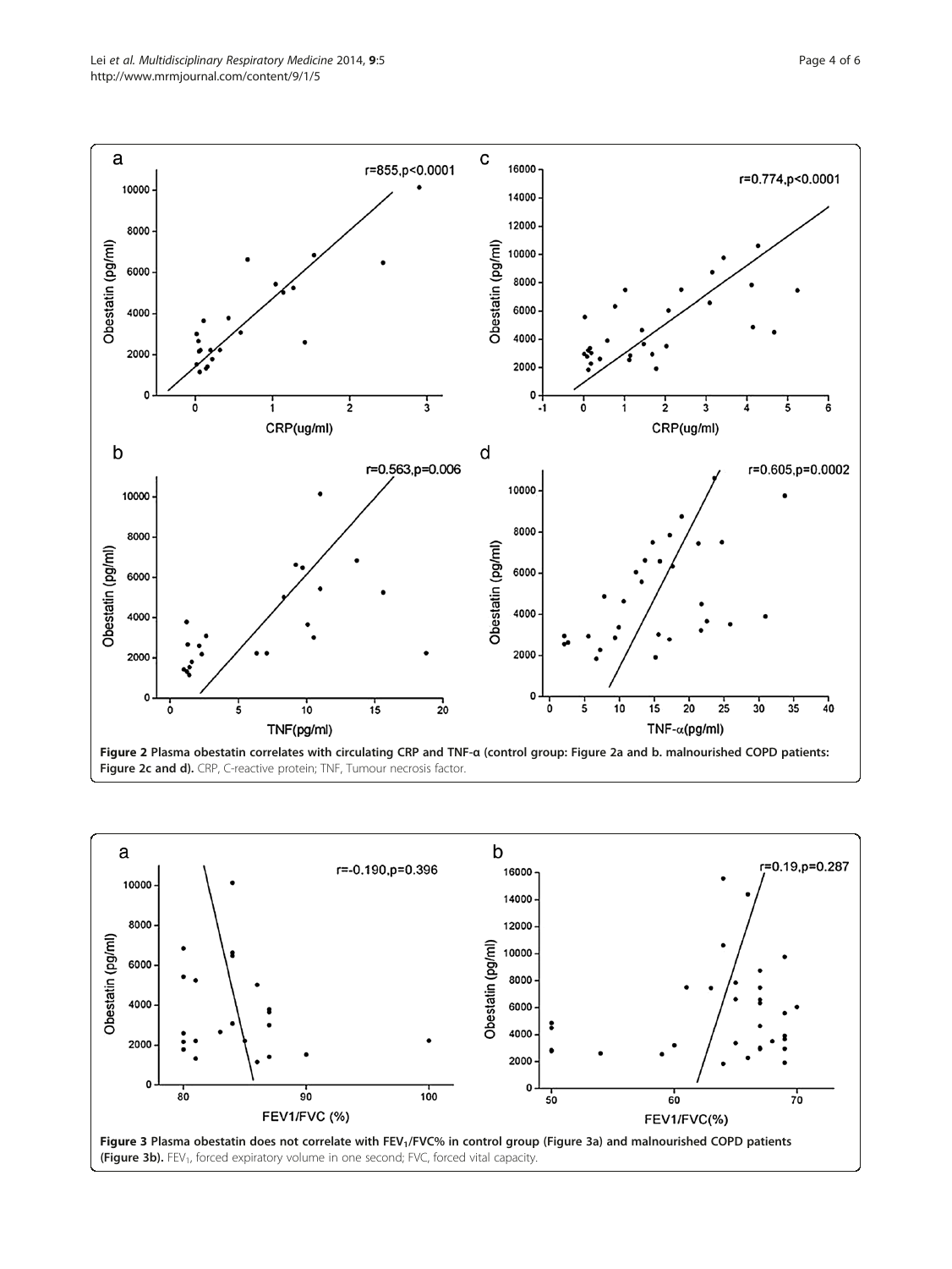**Figure 2** Plasma obestatin correlates with circulating CRP and TNF-α (control group: Figure 2a and b. malnourished COPD patients: Figure 2c and d). CRP, C-reactive protein; TNF, Tumour necrosis factor.

**Figure 3** Plasma obestatin does not correlate with $FEV_1$/FVC% in control group (Figure 3a) and malnourished COPD patients (Figure 3b). $FEV_1$, forced expiratory volume in one second; FVC, forced vital capacity.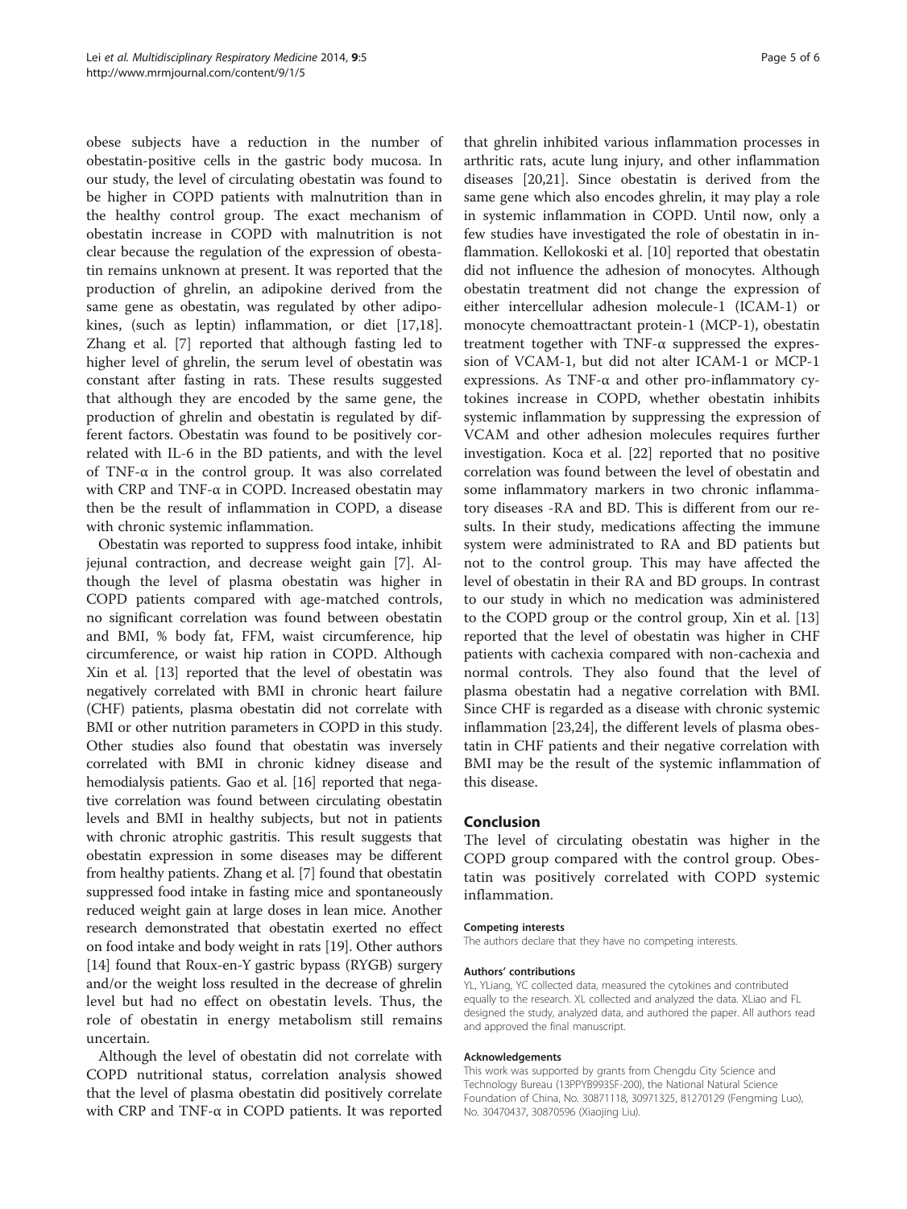obese subjects have a reduction in the number of obestatin-positive cells in the gastric body mucosa. In our study, the level of circulating obestatin was found to be higher in COPD patients with malnutrition than in the healthy control group. The exact mechanism of obestatin increase in COPD with malnutrition is not clear because the regulation of the expression of obestatin remains unknown at present. It was reported that the production of ghrelin, an adipokine derived from the same gene as obestatin, was regulated by other adipokines, (such as leptin) inflammation, or diet [17,18]. Zhang et al. [7] reported that although fasting led to higher level of ghrelin, the serum level of obestatin was constant after fasting in rats. These results suggested that although they are encoded by the same gene, the production of ghrelin and obestatin is regulated by different factors. Obestatin was found to be positively correlated with IL-6 in the BD patients, and with the level of TNF-α in the control group. It was also correlated with CRP and TNF-α in COPD. Increased obestatin may then be the result of inflammation in COPD, a disease with chronic systemic inflammation.

Obestatin was reported to suppress food intake, inhibit jejunal contraction, and decrease weight gain [7]. Although the level of plasma obestatin was higher in COPD patients compared with age-matched controls, no significant correlation was found between obestatin and BMI, % body fat, FFM, waist circumference, hip circumference, or waist hip ration in COPD. Although Xin et al. [13] reported that the level of obestatin was negatively correlated with BMI in chronic heart failure (CHF) patients, plasma obestatin did not correlate with BMI or other nutrition parameters in COPD in this study. Other studies also found that obestatin was inversely correlated with BMI in chronic kidney disease and hemodialysis patients. Gao et al. [16] reported that negative correlation was found between circulating obestatin levels and BMI in healthy subjects, but not in patients with chronic atrophic gastritis. This result suggests that obestatin expression in some diseases may be different from healthy patients. Zhang et al. [7] found that obestatin suppressed food intake in fasting mice and spontaneously reduced weight gain at large doses in lean mice. Another research demonstrated that obestatin exerted no effect on food intake and body weight in rats [19]. Other authors [14] found that Roux-en-Y gastric bypass (RYGB) surgery and/or the weight loss resulted in the decrease of ghrelin level but had no effect on obestatin levels. Thus, the role of obestatin in energy metabolism still remains uncertain.

Although the level of obestatin did not correlate with COPD nutritional status, correlation analysis showed that the level of plasma obestatin did positively correlate with CRP and TNF-α in COPD patients. It was reported that ghrelin inhibited various inflammation processes in arthritic rats, acute lung injury, and other inflammation diseases [20,21]. Since obestatin is derived from the same gene which also encodes ghrelin, it may play a role in systemic inflammation in COPD. Until now, only a few studies have investigated the role of obestatin in inflammation. Kellokoski et al. [10] reported that obestatin did not influence the adhesion of monocytes. Although obestatin treatment did not change the expression of either intercellular adhesion molecule-1 (ICAM-1) or monocyte chemoattractant protein-1 (MCP-1), obestatin treatment together with TNF-α suppressed the expression of VCAM-1, but did not alter ICAM-1 or MCP-1 expressions. As TNF-α and other pro-inflammatory cytokines increase in COPD, whether obestatin inhibits systemic inflammation by suppressing the expression of VCAM and other adhesion molecules requires further investigation. Koca et al. [22] reported that no positive correlation was found between the level of obestatin and some inflammatory markers in two chronic inflammatory diseases -RA and BD. This is different from our results. In their study, medications affecting the immune system were administrated to RA and BD patients but not to the control group. This may have affected the level of obestatin in their RA and BD groups. In contrast to our study in which no medication was administered to the COPD group or the control group, Xin et al. [13] reported that the level of obestatin was higher in CHF patients with cachexia compared with non-cachexia and normal controls. They also found that the level of plasma obestatin had a negative correlation with BMI. Since CHF is regarded as a disease with chronic systemic inflammation [23,24], the different levels of plasma obestatin in CHF patients and their negative correlation with BMI may be the result of the systemic inflammation of this disease.

## Conclusion

The level of circulating obestatin was higher in the COPD group compared with the control group. Obestatin was positively correlated with COPD systemic inflammation.

#### Competing interests

The authors declare that they have no competing interests.

#### Authors' contributions

YL, YLiang, YC collected data, measured the cytokines and contributed equally to the research. XL collected and analyzed the data. XLiao and FL designed the study, analyzed data, and authored the paper. All authors read and approved the final manuscript.

#### Acknowledgements

This work was supported by grants from Chengdu City Science and Technology Bureau (13PPYB993SF-200), the National Natural Science Foundation of China, No. 30871118, 30971325, 81270129 (Fengming Luo), No. 30470437, 30870596 (Xiaojing Liu).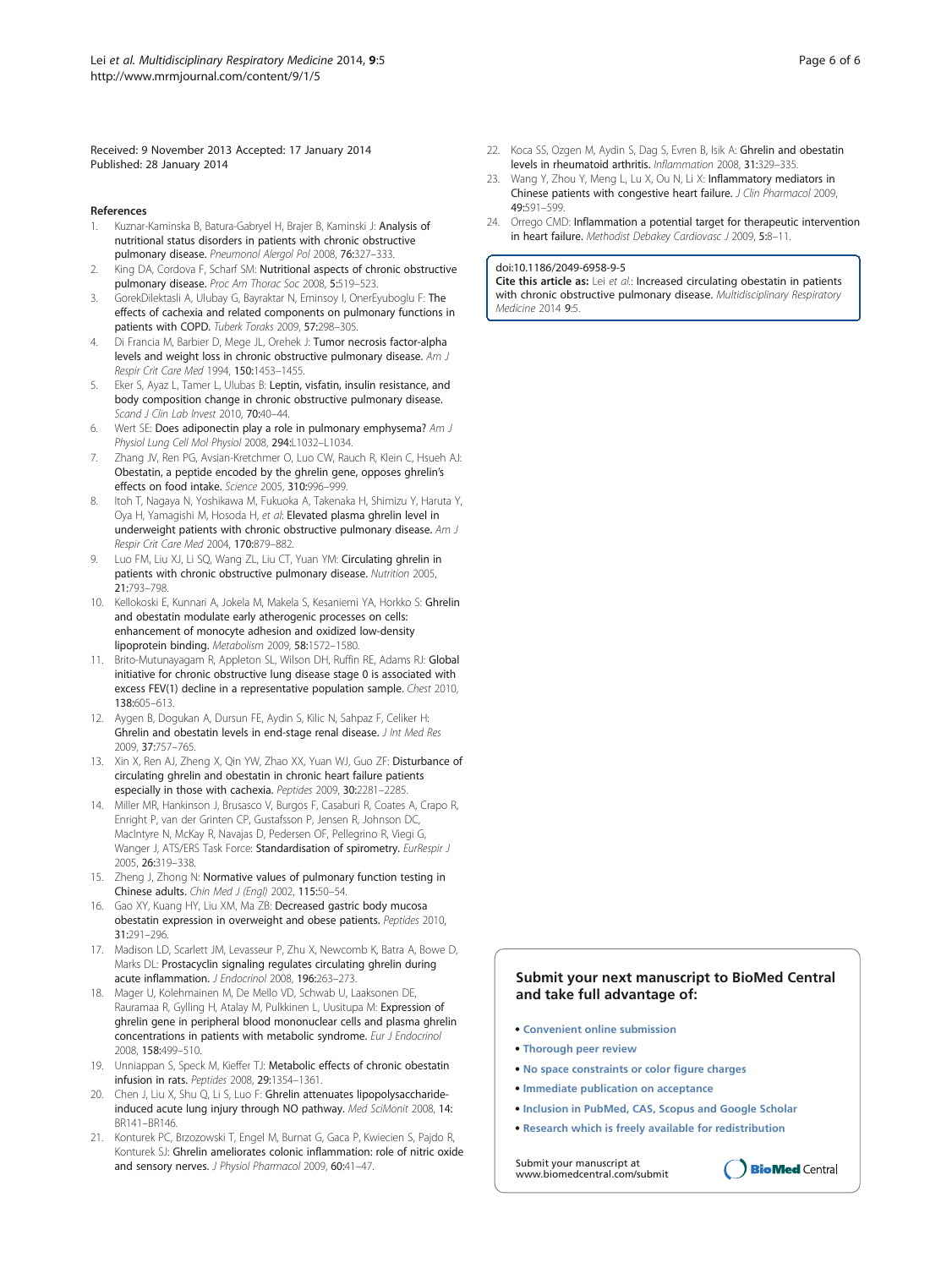Received: 9 November 2013 Accepted: 17 January 2014
Published: 28 January 2014

## References

1. Kuznar-Kaminska B, Batura-Gabryel H, Brajer B, Kaminski J: **Analysis of nutritional status disorders in patients with chronic obstructive pulmonary disease.** *Pneumonol Alergol Pol* 2008, **76:**327–333.
2. King DA, Cordova F, Scharf SM: **Nutritional aspects of chronic obstructive pulmonary disease.** *Proc Am Thorac Soc* 2008, **5:**519–523.
3. GorekDilektasli A, Ulubay G, Bayraktar N, Eminsoy I, OnerEyuboglu F: **The effects of cachexia and related components on pulmonary functions in patients with COPD.** *Tuberk Toraks* 2009, **57:**298–305.
4. Di Francia M, Barbier D, Mege JL, Orehek J: **Tumor necrosis factor-alpha levels and weight loss in chronic obstructive pulmonary disease.** *Am J Respir Crit Care Med* 1994, **150:**1453–1455.
5. Eker S, Ayaz L, Tamer L, Ulubas B: **Leptin, visfatin, insulin resistance, and body composition change in chronic obstructive pulmonary disease.** *Scand J Clin Lab Invest* 2010, **70:**40–44.
6. Wert SE: **Does adiponectin play a role in pulmonary emphysema?** *Am J Physiol Lung Cell Mol Physiol* 2008, **294:**L1032–L1034.
7. Zhang JV, Ren PG, Avsian-Kretchmer O, Luo CW, Rauch R, Klein C, Hsueh AJ: **Obestatin, a peptide encoded by the ghrelin gene, opposes ghrelin's effects on food intake.** *Science* 2005, **310:**996–999.
8. Itoh T, Nagaya N, Yoshikawa M, Fukuoka A, Takenaka H, Shimizu Y, Haruta Y, Oya H, Yamagishi M, Hosoda H, *et al*: **Elevated plasma ghrelin level in underweight patients with chronic obstructive pulmonary disease.** *Am J Respir Crit Care Med* 2004, **170:**879–882.
9. Luo FM, Liu XJ, Li SQ, Wang ZL, Liu CT, Yuan YM: **Circulating ghrelin in patients with chronic obstructive pulmonary disease.** *Nutrition* 2005, **21:**793–798.
10. Kellokoski E, Kunnari A, Jokela M, Makela S, Kesaniemi YA, Horkko S: **Ghrelin and obestatin modulate early atherogenic processes on cells: enhancement of monocyte adhesion and oxidized low-density lipoprotein binding.** *Metabolism* 2009, **58:**1572–1580.
11. Brito-Mutunayagam R, Appleton SL, Wilson DH, Ruffin RE, Adams RJ: **Global initiative for chronic obstructive lung disease stage 0 is associated with excess FEV(1) decline in a representative population sample.** *Chest* 2010, **138:**605–613.
12. Aygen B, Dogukan A, Dursun FE, Aydin S, Kilic N, Sahpaz F, Celiker H: **Ghrelin and obestatin levels in end-stage renal disease.** *J Int Med Res* 2009, **37:**757–765.
13. Xin X, Ren AJ, Zheng X, Qin YW, Zhao XX, Yuan WJ, Guo ZF: **Disturbance of circulating ghrelin and obestatin in chronic heart failure patients especially in those with cachexia.** *Peptides* 2009, **30:**2281–2285.
14. Miller MR, Hankinson J, Brusasco V, Burgos F, Casaburi R, Coates A, Crapo R, Enright P, van der Grinten CP, Gustafsson P, Jensen R, Johnson DC, MacIntyre N, McKay R, Navajas D, Pedersen OF, Pellegrino R, Viegi G, Wanger J, ATS/ERS Task Force: **Standardisation of spirometry.** *EurRespir J* 2005, **26:**319–338.
15. Zheng J, Zhong N: **Normative values of pulmonary function testing in Chinese adults.** *Chin Med J (Engl)* 2002, **115:**50–54.
16. Gao XY, Kuang HY, Liu XM, Ma ZB: **Decreased gastric body mucosa obestatin expression in overweight and obese patients.** *Peptides* 2010, **31:**291–296.
17. Madison LD, Scarlett JM, Levasseur P, Zhu X, Newcomb K, Batra A, Bowe D, Marks DL: **Prostacyclin signaling regulates circulating ghrelin during acute inflammation.** *J Endocrinol* 2008, **196:**263–273.
18. Mager U, Kolehmainen M, De Mello VD, Schwab U, Laaksonen DE, Rauramaa R, Gylling H, Atalay M, Pulkkinen L, Uusitupa M: **Expression of ghrelin gene in peripheral blood mononuclear cells and plasma ghrelin concentrations in patients with metabolic syndrome.** *Eur J Endocrinol* 2008, **158:**499–510.
19. Unniappan S, Speck M, Kieffer TJ: **Metabolic effects of chronic obestatin infusion in rats.** *Peptides* 2008, **29:**1354–1361.
20. Chen J, Liu X, Shu Q, Li S, Luo F: **Ghrelin attenuates lipopolysaccharide-induced acute lung injury through NO pathway.** *Med SciMonit* 2008, **14:** BR141–BR146.
21. Konturek PC, Brzozowski T, Engel M, Burnat G, Gaca P, Kwiecien S, Pajdo R, Konturek SJ: **Ghrelin ameliorates colonic inflammation: role of nitric oxide and sensory nerves.** *J Physiol Pharmacol* 2009, **60:**41–47.
22. Koca SS, Ozgen M, Aydin S, Dag S, Evren B, Isik A: **Ghrelin and obestatin levels in rheumatoid arthritis.** *Inflammation* 2008, **31:**329–335.
23. Wang Y, Zhou Y, Meng L, Lu X, Ou N, Li X: **Inflammatory mediators in Chinese patients with congestive heart failure.** *J Clin Pharmacol* 2009, **49:**591–599.
24. Orrego CMD: **Inflammation a potential target for therapeutic intervention in heart failure.** *Methodist Debakey Cardiovasc J* 2009, **5:**8–11.

doi:10.1186/2049-6958-9-5
**Cite this article as:** Lei *et al.*: Increased circulating obestatin in patients with chronic obstructive pulmonary disease. *Multidisciplinary Respiratory Medicine* 2014 **9**:5.

**Submit your next manuscript to BioMed Central and take full advantage of:**

- **Convenient online submission**
- **Thorough peer review**
- **No space constraints or color figure charges**
- **Immediate publication on acceptance**
- **Inclusion in PubMed, CAS, Scopus and Google Scholar**
- **Research which is freely available for redistribution**

Submit your manuscript at
www.biomedcentral.com/submit

BioMed Central